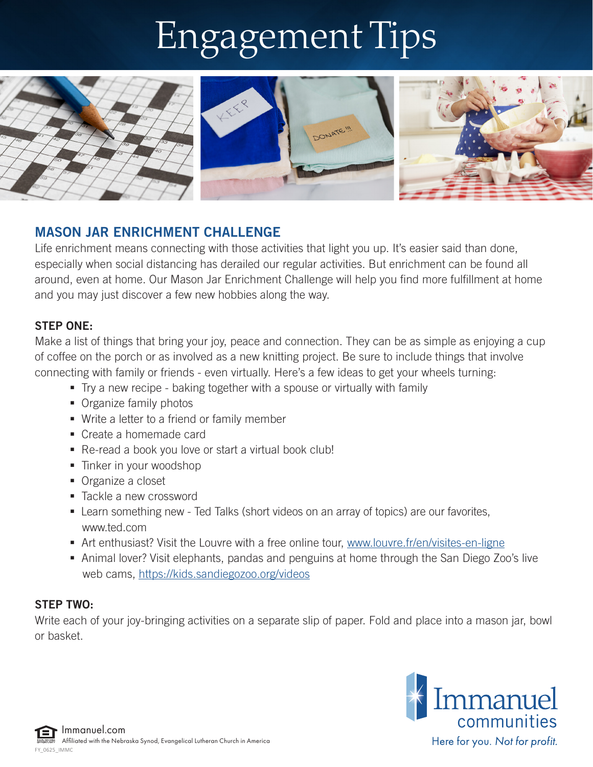# Engagement Tips

## MASON JAR ENRICHMENT CHALLENGE

Life enrichment means connecting with those activities that light you up. It's easier said than done, especially when social distancing has derailed our regular activities. But enrichment can be found all around, even at home. Our Mason Jar Enrichment Challenge will help you find more fulfillment at home and you may just discover a few new hobbies along the way.

### STEP ONE:

Make a list of things that bring your joy, peace and connection. They can be as simple as enjoying a cup of coffee on the porch or as involved as a new knitting project. Be sure to include things that involve connecting with family or friends - even virtually. Here's a few ideas to get your wheels turning:

- Try a new recipe - baking together with a spouse or virtually with family
- Organize family photos
- Write a letter to a friend or family member
- Create a homemade card
- Re-read a book you love or start a virtual book club!
- Tinker in your woodshop
- Organize a closet
- Tackle a new crossword
- Learn something new - Ted Talks (short videos on an array of topics) are our favorites, www.ted.com
- Art enthusiast? Visit the Louvre with a free online tour, www.louvre.fr/en/visites-en-ligne
- Animal lover? Visit elephants, pandas and penguins at home through the San Diego Zoo's live web cams, https://kids.sandiegozoo.org/videos

### STEP TWO:

Write each of your joy-bringing activities on a separate slip of paper. Fold and place into a mason jar, bowl or basket.

Immanuel communities
Here for you. *Not for profit.*

Immanuel.com
Affiliated with the Nebraska Synod, Evangelical Lutheran Church in America
FY_0625_IMMC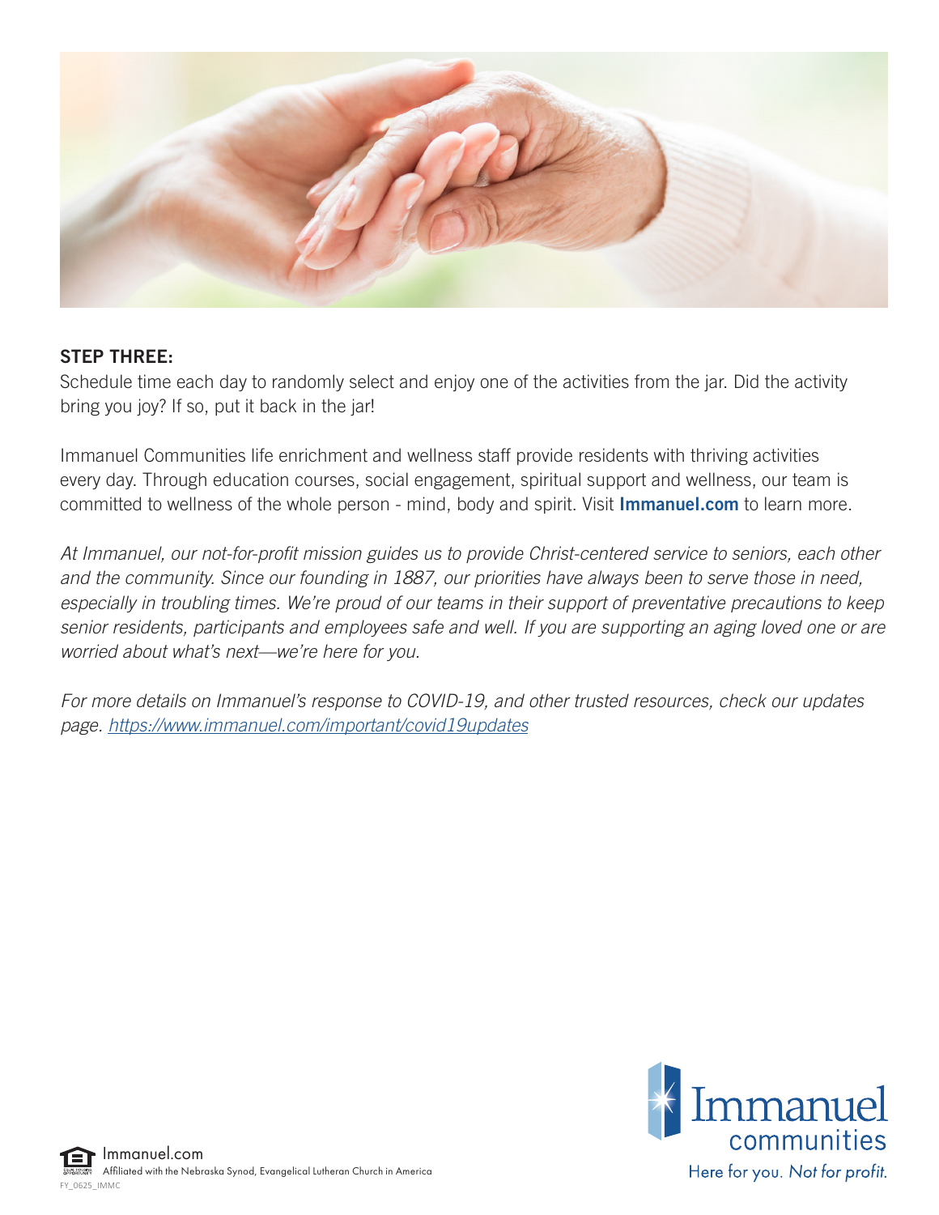**STEP THREE:**

Schedule time each day to randomly select and enjoy one of the activities from the jar. Did the activity bring you joy? If so, put it back in the jar!

Immanuel Communities life enrichment and wellness staff provide residents with thriving activities every day. Through education courses, social engagement, spiritual support and wellness, our team is committed to wellness of the whole person - mind, body and spirit. Visit **Immanuel.com** to learn more.

*At Immanuel, our not-for-profit mission guides us to provide Christ-centered service to seniors, each other and the community. Since our founding in 1887, our priorities have always been to serve those in need, especially in troubling times. We're proud of our teams in their support of preventative precautions to keep senior residents, participants and employees safe and well. If you are supporting an aging loved one or are worried about what's next—we're here for you.*

*For more details on Immanuel's response to COVID-19, and other trusted resources, check our updates page. https://www.immanuel.com/important/covid19updates*

Immanuel.com
Affiliated with the Nebraska Synod, Evangelical Lutheran Church in America
FY_0625_IMMC

Immanuel communities
Here for you. *Not for profit.*